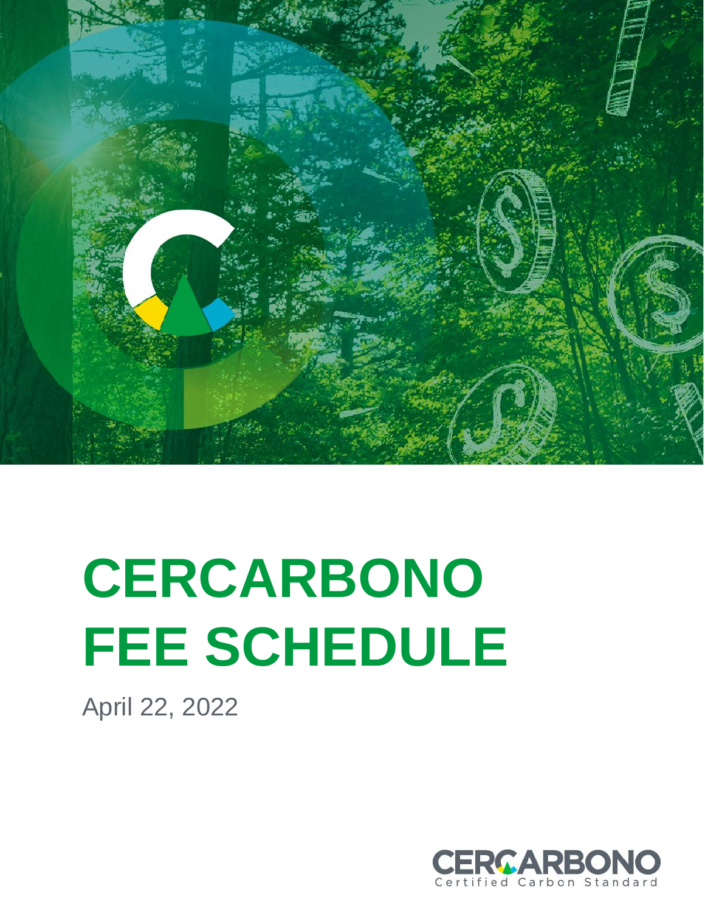# CERCARBONO FEE SCHEDULE

April 22, 2022

CERCARBONO

Certified Carbon Standard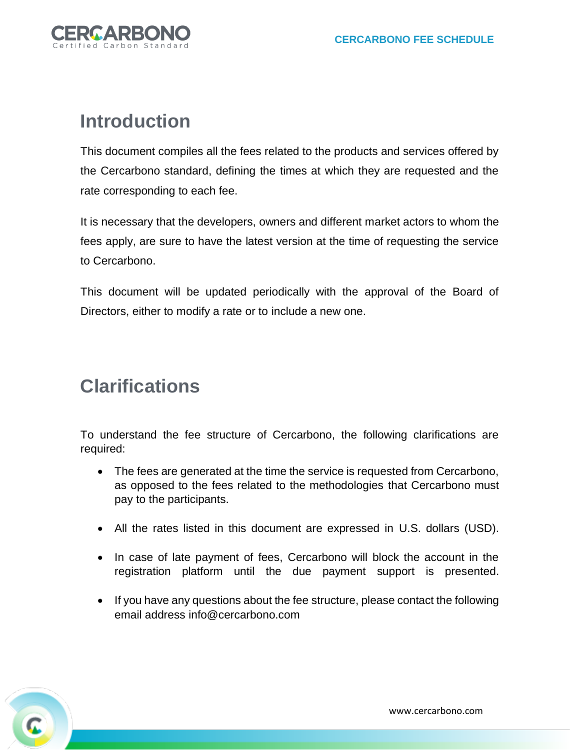# Introduction

This document compiles all the fees related to the products and services offered by the Cercarbono standard, defining the times at which they are requested and the rate corresponding to each fee.

It is necessary that the developers, owners and different market actors to whom the fees apply, are sure to have the latest version at the time of requesting the service to Cercarbono.

This document will be updated periodically with the approval of the Board of Directors, either to modify a rate or to include a new one.

# Clarifications

To understand the fee structure of Cercarbono, the following clarifications are required:

- The fees are generated at the time the service is requested from Cercarbono, as opposed to the fees related to the methodologies that Cercarbono must pay to the participants.
- All the rates listed in this document are expressed in U.S. dollars (USD).
- In case of late payment of fees, Cercarbono will block the account in the registration platform until the due payment support is presented.
- If you have any questions about the fee structure, please contact the following email address info@cercarbono.com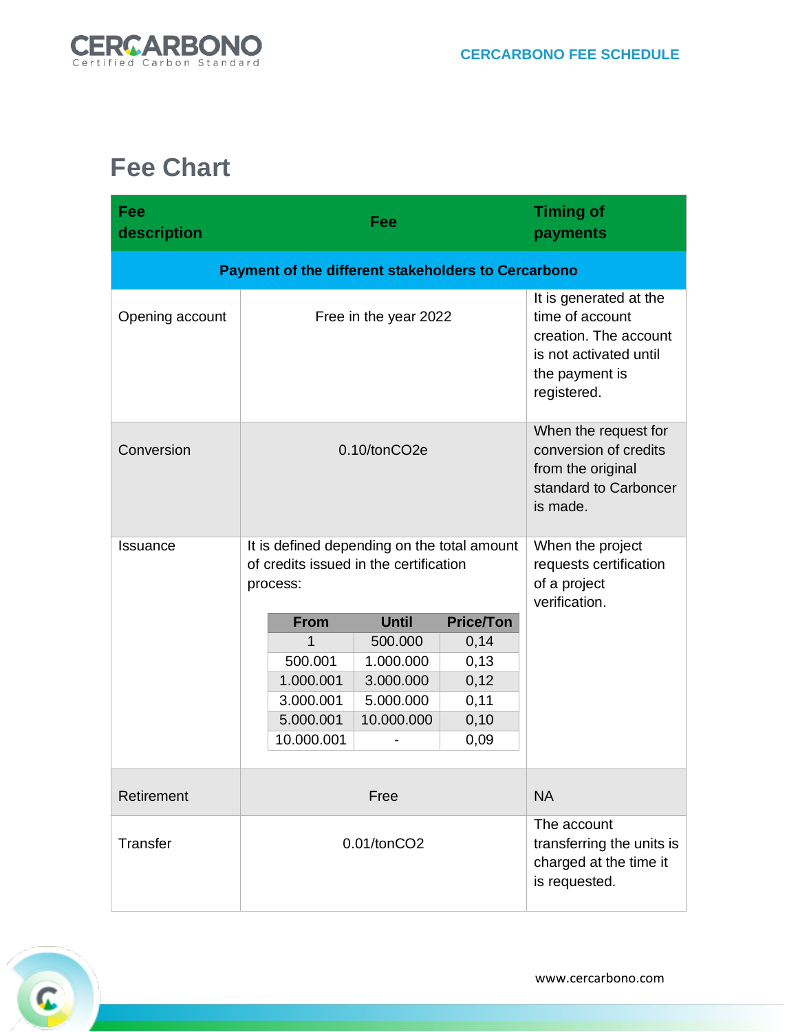# Fee Chart

| Fee description | Fee | Timing of payments |
|---|---|---|
| **Payment of the different stakeholders to Cercarbono** | | |
| Opening account | Free in the year 2022 | It is generated at the time of account creation. The account is not activated until the payment is registered. |
| Conversion | 0.10/tonCO2e | When the request for conversion of credits from the original standard to Carboncer is made. |
| Issuance | It is defined depending on the total amount of credits issued in the certification process:<br><br>**From** / **Until** / **Price/Ton**<br>1 / 500.000 / 0,14<br>500.001 / 1.000.000 / 0,13<br>1.000.001 / 3.000.000 / 0,12<br>3.000.001 / 5.000.000 / 0,11<br>5.000.001 / 10.000.000 / 0,10<br>10.000.001 / - / 0,09 | When the project requests certification of a project verification. |
| Retirement | Free | NA |
| Transfer | 0.01/tonCO2 | The account transferring the units is charged at the time it is requested. |

Issuance fee tiers:

| From | Until | Price/Ton |
|---|---|---|
| 1 | 500.000 | 0,14 |
| 500.001 | 1.000.000 | 0,13 |
| 1.000.001 | 3.000.000 | 0,12 |
| 3.000.001 | 5.000.000 | 0,11 |
| 5.000.001 | 10.000.000 | 0,10 |
| 10.000.001 | - | 0,09 |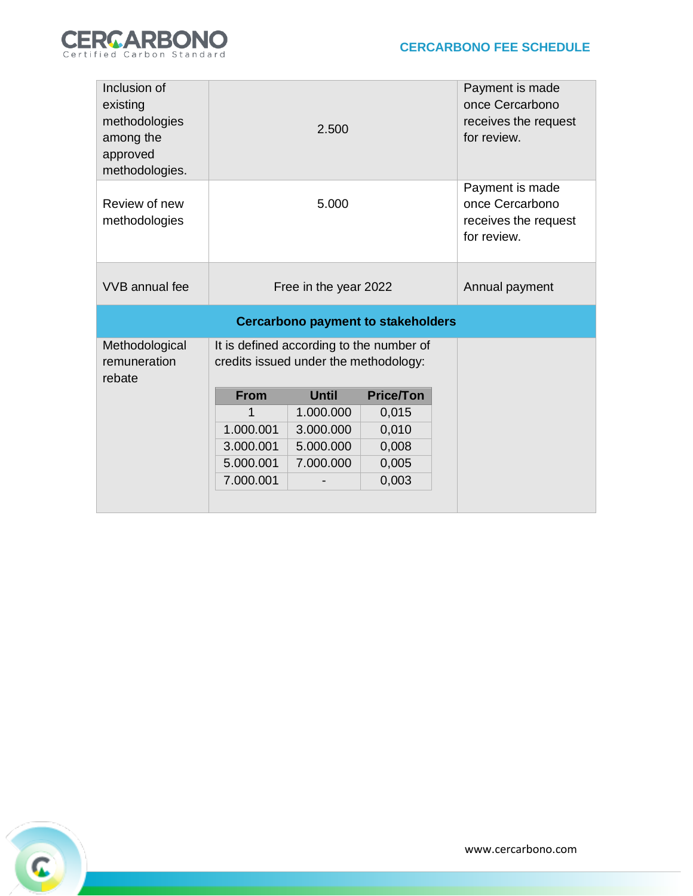| | | |
|---|---|---|
| Inclusion of existing methodologies among the approved methodologies. | 2.500 | Payment is made once Cercarbono receives the request for review. |
| Review of new methodologies | 5.000 | Payment is made once Cercarbono receives the request for review. |
| VVB annual fee | Free in the year 2022 | Annual payment |
| **Cercarbono payment to stakeholders** | | |
| Methodological remuneration rebate | It is defined according to the number of credits issued under the methodology: | |

| From | Until | Price/Ton |
|---|---|---|
| 1 | 1.000.000 | 0,015 |
| 1.000.001 | 3.000.000 | 0,010 |
| 3.000.001 | 5.000.000 | 0,008 |
| 5.000.001 | 7.000.000 | 0,005 |
| 7.000.001 | - | 0,003 |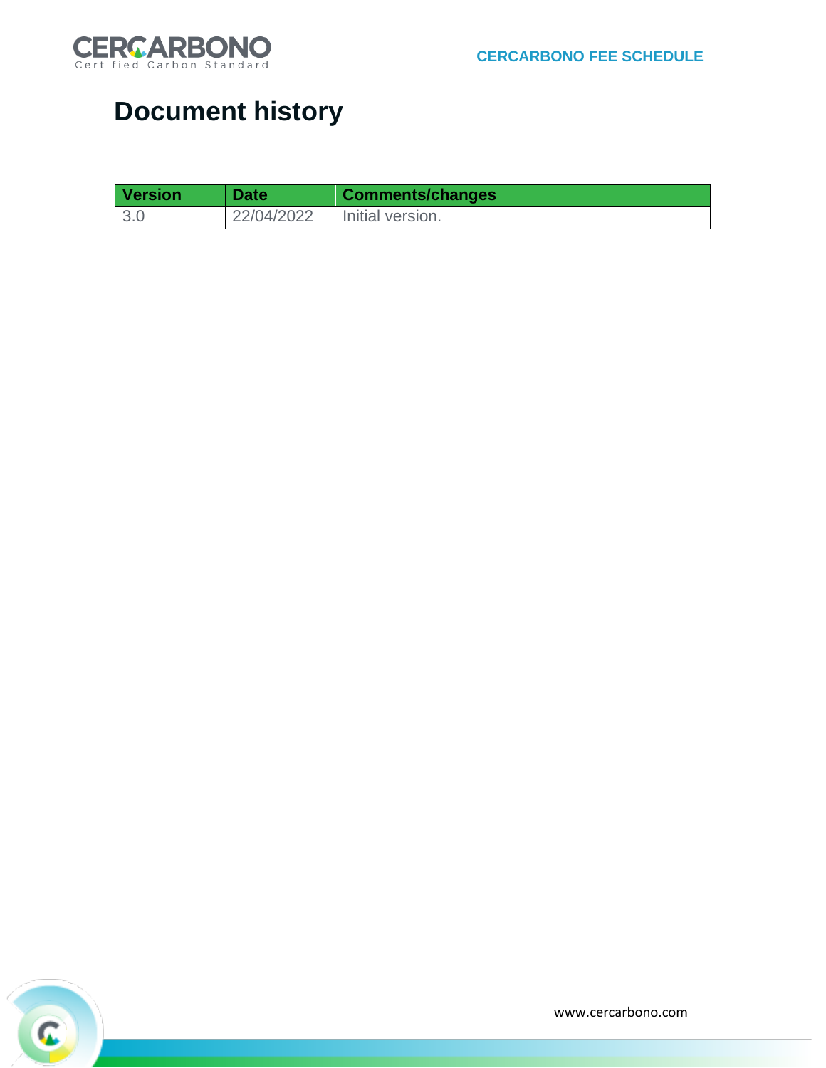# Document history

| Version | Date | Comments/changes |
|---|---|---|
| 3.0 | 22/04/2022 | Initial version. |